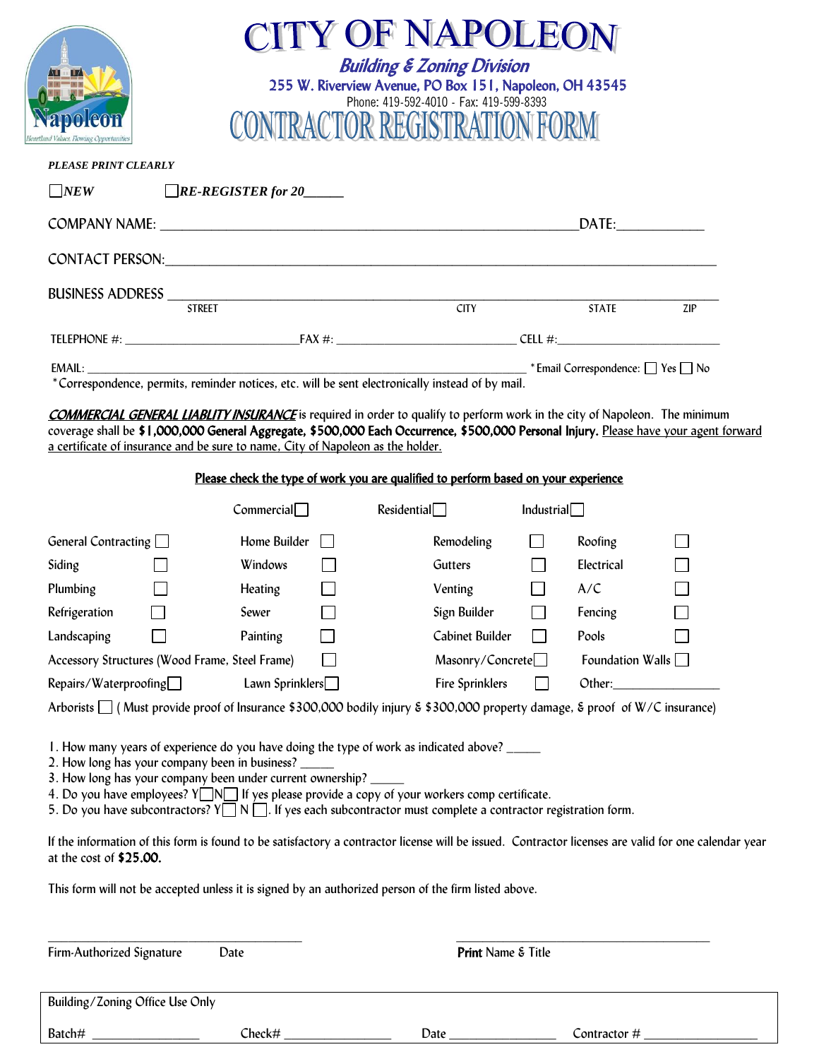# CITY OF NAPOLEON

### Building & Zoning Division

255 W. Riverview Avenue, PO Box 151, Napoleon, OH 43545

Phone: 419-592-4010 - Fax: 419-599-8393

## CONTRACTOR REGISTRATION FORM

***PLEASE PRINT CLEARLY***

☐ ***NEW*** ☐ ***RE-REGISTER for 20______***

COMPANY NAME: ______________________________________________________________ DATE: ____________

CONTACT PERSON: ______________________________________________________________________________

BUSINESS ADDRESS ______________________________________________________________________________
STREET CITY STATE ZIP

TELEPHONE #: ____________________________ FAX #: ____________________________ CELL #: ________________________

EMAIL: ___________________________________________________________________ *Email Correspondence: ☐ Yes ☐ No

*Correspondence, permits, reminder notices, etc. will be sent electronically instead of by mail.

***COMMERCIAL GENERAL LIABLITY INSURANCE*** is required in order to qualify to perform work in the city of Napoleon. The minimum coverage shall be **$1,000,000 General Aggregate, $500,000 Each Occurrence, $500,000 Personal Injury.** Please have your agent forward a certificate of insurance and be sure to name, City of Napoleon as the holder.

**Please check the type of work you are qualified to perform based on your experience**

Commercial ☐ Residential ☐ Industrial ☐

| | | | |
|---|---|---|---|
| General Contracting ☐ | Home Builder ☐ | Remodeling ☐ | Roofing ☐ |
| Siding ☐ | Windows ☐ | Gutters ☐ | Electrical ☐ |
| Plumbing ☐ | Heating ☐ | Venting ☐ | A/C ☐ |
| Refrigeration ☐ | Sewer ☐ | Sign Builder ☐ | Fencing ☐ |
| Landscaping ☐ | Painting ☐ | Cabinet Builder ☐ | Pools ☐ |
| Accessory Structures (Wood Frame, Steel Frame) ☐ | | Masonry/Concrete ☐ | Foundation Walls ☐ |
| Repairs/Waterproofing ☐ | Lawn Sprinklers ☐ | Fire Sprinklers ☐ | Other: ____________ |

Arborists ☐ ( Must provide proof of Insurance $300,000 bodily injury & $300,000 property damage, & proof of W/C insurance)

1. How many years of experience do you have doing the type of work as indicated above? _____
2. How long has your company been in business? _____
3. How long has your company been under current ownership? _____
4. Do you have employees? Y ☐ N ☐ If yes please provide a copy of your workers comp certificate.
5. Do you have subcontractors? Y ☐ N ☐. If yes each subcontractor must complete a contractor registration form.

If the information of this form is found to be satisfactory a contractor license will be issued. Contractor licenses are valid for one calendar year at the cost of **$25.00.**

This form will not be accepted unless it is signed by an authorized person of the firm listed above.

________________________________________ ________________________________________
Firm-Authorized Signature Date **Print** Name & Title

| Building/Zoning Office Use Only | | | |
|---|---|---|---|
| Batch# ______________ | Check# ______________ | Date ______________ | Contractor # ______________ |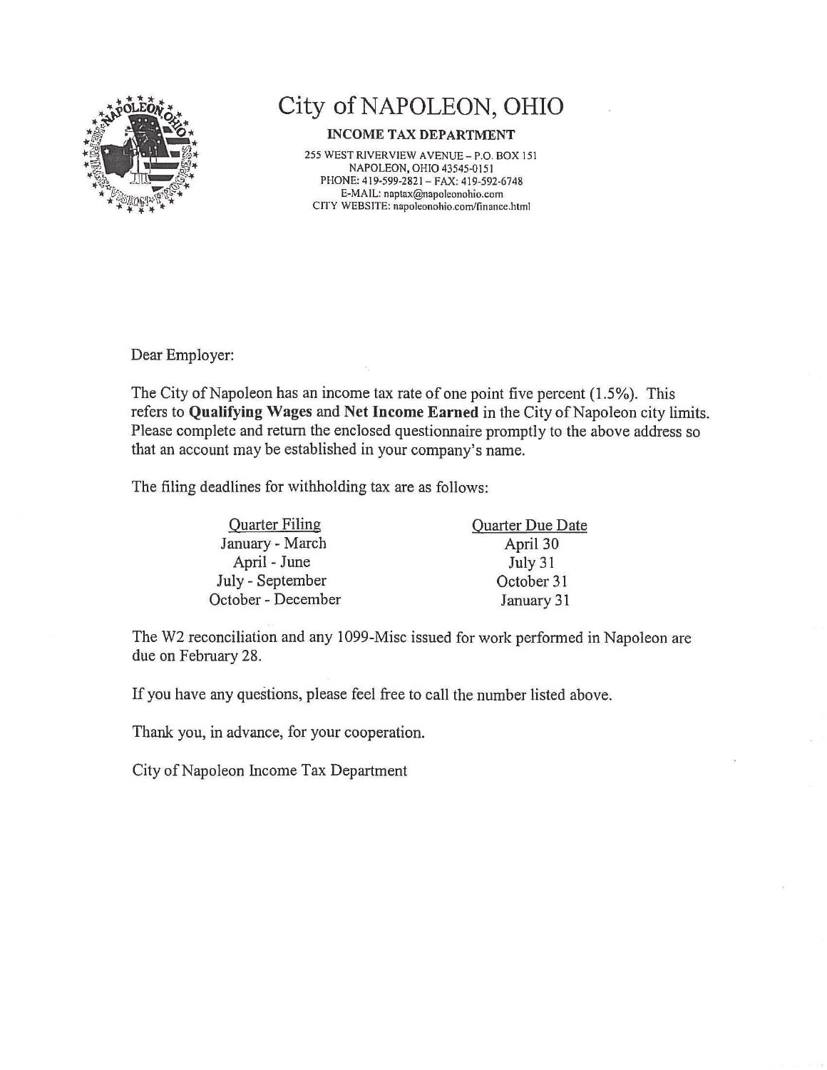# City of NAPOLEON, OHIO

**INCOME TAX DEPARTMENT**

255 WEST RIVERVIEW AVENUE – P.O. BOX 151
NAPOLEON, OHIO 43545-0151
PHONE: 419-599-2821 – FAX: 419-592-6748
E-MAIL: naptax@napoleonohio.com
CITY WEBSITE: napoleonohio.com/finance.html

Dear Employer:

The City of Napoleon has an income tax rate of one point five percent (1.5%). This refers to **Qualifying Wages** and **Net Income Earned** in the City of Napoleon city limits. Please complete and return the enclosed questionnaire promptly to the above address so that an account may be established in your company's name.

The filing deadlines for withholding tax are as follows:

| Quarter Filing | Quarter Due Date |
|---|---|
| January - March | April 30 |
| April - June | July 31 |
| July - September | October 31 |
| October - December | January 31 |

The W2 reconciliation and any 1099-Misc issued for work performed in Napoleon are due on February 28.

If you have any questions, please feel free to call the number listed above.

Thank you, in advance, for your cooperation.

City of Napoleon Income Tax Department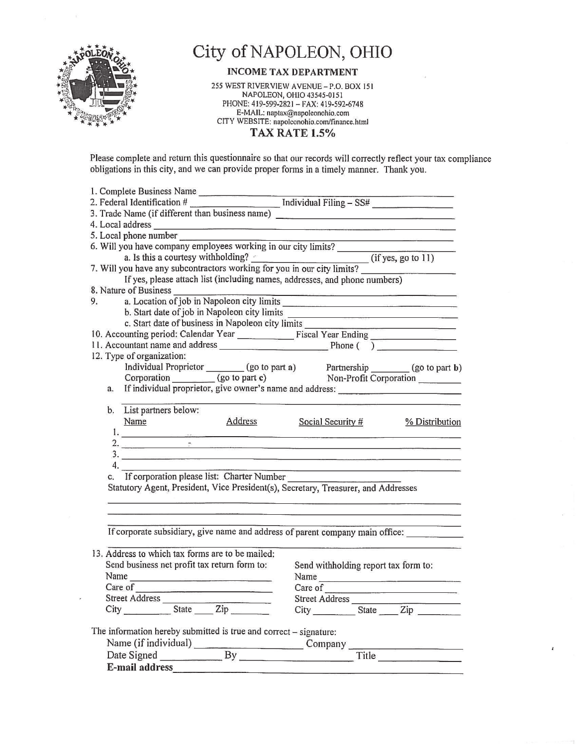# City of NAPOLEON, OHIO

**INCOME TAX DEPARTMENT**

255 WEST RIVERVIEW AVENUE – P.O. BOX 151
NAPOLEON, OHIO 43545-0151
PHONE: 419-599-2821 – FAX: 419-592-6748
E-MAIL: naptax@napoleonohio.com
CITY WEBSITE: napoleonohio.com/finance.html

**TAX RATE 1.5%**

Please complete and return this questionnaire so that our records will correctly reflect your tax compliance obligations in this city, and we can provide proper forms in a timely manner. Thank you.

1. Complete Business Name ______________________________
2. Federal Identification # ______________ Individual Filing – SS# ______________
3. Trade Name (if different than business name) ______________________________
4. Local address ______________________________
5. Local phone number ______________________________
6. Will you have company employees working in our city limits? ______________
   a. Is this a courtesy withholding? ______________ (if yes, go to 11)
7. Will you have any subcontractors working for you in our city limits? ______________
   If yes, please attach list (including names, addresses, and phone numbers)
8. Nature of Business ______________________________
9. a. Location of job in Napoleon city limits ______________________________
   b. Start date of job in Napoleon city limits ______________________________
   c. Start date of business in Napoleon city limits ______________________________
10. Accounting period: Calendar Year __________ Fiscal Year Ending ______________
11. Accountant name and address ______________________ Phone ( ) ______________
12. Type of organization:
    Individual Proprietor ________ (go to part **a**) Partnership ________ (go to part **b**)
    Corporation ________ (go to part **c**) Non-Profit Corporation ________
    a. If individual proprietor, give owner's name and address: ______________________________
    
    b. List partners below:

| Name | Address | Social Security # | % Distribution |
|---|---|---|---|
| 1. | | | |
| 2. | | | |
| 3. | | | |
| 4. | | | |

    c. If corporation please list: Charter Number ______________________
    Statutory Agent, President, Vice President(s), Secretary, Treasurer, and Addresses
    ______________________________
    ______________________________
    ______________________________
    If corporate subsidiary, give name and address of parent company main office: ______________

13. Address to which tax forms are to be mailed:

| Send business net profit tax return form to: | Send withholding report tax form to: |
|---|---|
| Name ______________ | Name ______________ |
| Care of ______________ | Care of ______________ |
| Street Address ______________ | Street Address ______________ |
| City ________ State ____ Zip ________ | City ________ State ____ Zip ________ |

The information hereby submitted is true and correct – signature:

Name (if individual) ______________________ Company ______________________
Date Signed ____________ By ______________________ Title ______________
**E-mail address** ______________________________